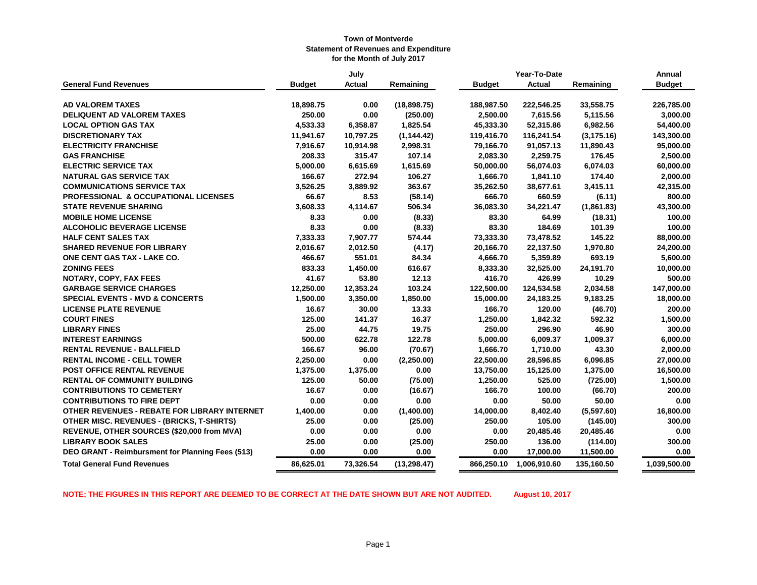**Town of Montverde**
**Statement of Revenues and Expenditure**
**for the Month of July 2017**

| General Fund Revenues | July Budget | July Actual | July Remaining | Year-To-Date Budget | Year-To-Date Actual | Year-To-Date Remaining | Annual Budget |
|---|---|---|---|---|---|---|---|
| AD VALOREM TAXES | 18,898.75 | 0.00 | (18,898.75) | 188,987.50 | 222,546.25 | 33,558.75 | 226,785.00 |
| DELIQUENT AD VALOREM TAXES | 250.00 | 0.00 | (250.00) | 2,500.00 | 7,615.56 | 5,115.56 | 3,000.00 |
| LOCAL OPTION GAS TAX | 4,533.33 | 6,358.87 | 1,825.54 | 45,333.30 | 52,315.86 | 6,982.56 | 54,400.00 |
| DISCRETIONARY TAX | 11,941.67 | 10,797.25 | (1,144.42) | 119,416.70 | 116,241.54 | (3,175.16) | 143,300.00 |
| ELECTRICITY FRANCHISE | 7,916.67 | 10,914.98 | 2,998.31 | 79,166.70 | 91,057.13 | 11,890.43 | 95,000.00 |
| GAS FRANCHISE | 208.33 | 315.47 | 107.14 | 2,083.30 | 2,259.75 | 176.45 | 2,500.00 |
| ELECTRIC SERVICE TAX | 5,000.00 | 6,615.69 | 1,615.69 | 50,000.00 | 56,074.03 | 6,074.03 | 60,000.00 |
| NATURAL GAS SERVICE TAX | 166.67 | 272.94 | 106.27 | 1,666.70 | 1,841.10 | 174.40 | 2,000.00 |
| COMMUNICATIONS SERVICE TAX | 3,526.25 | 3,889.92 | 363.67 | 35,262.50 | 38,677.61 | 3,415.11 | 42,315.00 |
| PROFESSIONAL & OCCUPATIONAL LICENSES | 66.67 | 8.53 | (58.14) | 666.70 | 660.59 | (6.11) | 800.00 |
| STATE REVENUE SHARING | 3,608.33 | 4,114.67 | 506.34 | 36,083.30 | 34,221.47 | (1,861.83) | 43,300.00 |
| MOBILE HOME LICENSE | 8.33 | 0.00 | (8.33) | 83.30 | 64.99 | (18.31) | 100.00 |
| ALCOHOLIC BEVERAGE LICENSE | 8.33 | 0.00 | (8.33) | 83.30 | 184.69 | 101.39 | 100.00 |
| HALF CENT SALES TAX | 7,333.33 | 7,907.77 | 574.44 | 73,333.30 | 73,478.52 | 145.22 | 88,000.00 |
| SHARED REVENUE FOR LIBRARY | 2,016.67 | 2,012.50 | (4.17) | 20,166.70 | 22,137.50 | 1,970.80 | 24,200.00 |
| ONE CENT GAS TAX - LAKE CO. | 466.67 | 551.01 | 84.34 | 4,666.70 | 5,359.89 | 693.19 | 5,600.00 |
| ZONING FEES | 833.33 | 1,450.00 | 616.67 | 8,333.30 | 32,525.00 | 24,191.70 | 10,000.00 |
| NOTARY, COPY, FAX FEES | 41.67 | 53.80 | 12.13 | 416.70 | 426.99 | 10.29 | 500.00 |
| GARBAGE SERVICE CHARGES | 12,250.00 | 12,353.24 | 103.24 | 122,500.00 | 124,534.58 | 2,034.58 | 147,000.00 |
| SPECIAL EVENTS - MVD & CONCERTS | 1,500.00 | 3,350.00 | 1,850.00 | 15,000.00 | 24,183.25 | 9,183.25 | 18,000.00 |
| LICENSE PLATE REVENUE | 16.67 | 30.00 | 13.33 | 166.70 | 120.00 | (46.70) | 200.00 |
| COURT FINES | 125.00 | 141.37 | 16.37 | 1,250.00 | 1,842.32 | 592.32 | 1,500.00 |
| LIBRARY FINES | 25.00 | 44.75 | 19.75 | 250.00 | 296.90 | 46.90 | 300.00 |
| INTEREST EARNINGS | 500.00 | 622.78 | 122.78 | 5,000.00 | 6,009.37 | 1,009.37 | 6,000.00 |
| RENTAL REVENUE - BALLFIELD | 166.67 | 96.00 | (70.67) | 1,666.70 | 1,710.00 | 43.30 | 2,000.00 |
| RENTAL INCOME - CELL TOWER | 2,250.00 | 0.00 | (2,250.00) | 22,500.00 | 28,596.85 | 6,096.85 | 27,000.00 |
| POST OFFICE RENTAL REVENUE | 1,375.00 | 1,375.00 | 0.00 | 13,750.00 | 15,125.00 | 1,375.00 | 16,500.00 |
| RENTAL OF COMMUNITY BUILDING | 125.00 | 50.00 | (75.00) | 1,250.00 | 525.00 | (725.00) | 1,500.00 |
| CONTRIBUTIONS TO CEMETERY | 16.67 | 0.00 | (16.67) | 166.70 | 100.00 | (66.70) | 200.00 |
| CONTRIBUTIONS TO FIRE DEPT | 0.00 | 0.00 | 0.00 | 0.00 | 50.00 | 50.00 | 0.00 |
| OTHER REVENUES - REBATE FOR LIBRARY INTERNET | 1,400.00 | 0.00 | (1,400.00) | 14,000.00 | 8,402.40 | (5,597.60) | 16,800.00 |
| OTHER MISC. REVENUES - (BRICKS, T-SHIRTS) | 25.00 | 0.00 | (25.00) | 250.00 | 105.00 | (145.00) | 300.00 |
| REVENUE, OTHER SOURCES ($20,000 from MVA) | 0.00 | 0.00 | 0.00 | 0.00 | 20,485.46 | 20,485.46 | 0.00 |
| LIBRARY BOOK SALES | 25.00 | 0.00 | (25.00) | 250.00 | 136.00 | (114.00) | 300.00 |
| DEO GRANT - Reimbursment for Planning Fees (513) | 0.00 | 0.00 | 0.00 | 0.00 | 17,000.00 | 11,500.00 | 0.00 |
| **Total General Fund Revenues** | **86,625.01** | **73,326.54** | **(13,298.47)** | **866,250.10** | **1,006,910.60** | **135,160.50** | **1,039,500.00** |

**NOTE; THE FIGURES IN THIS REPORT ARE DEEMED TO BE CORRECT AT THE DATE SHOWN BUT ARE NOT AUDITED.** **August 10, 2017**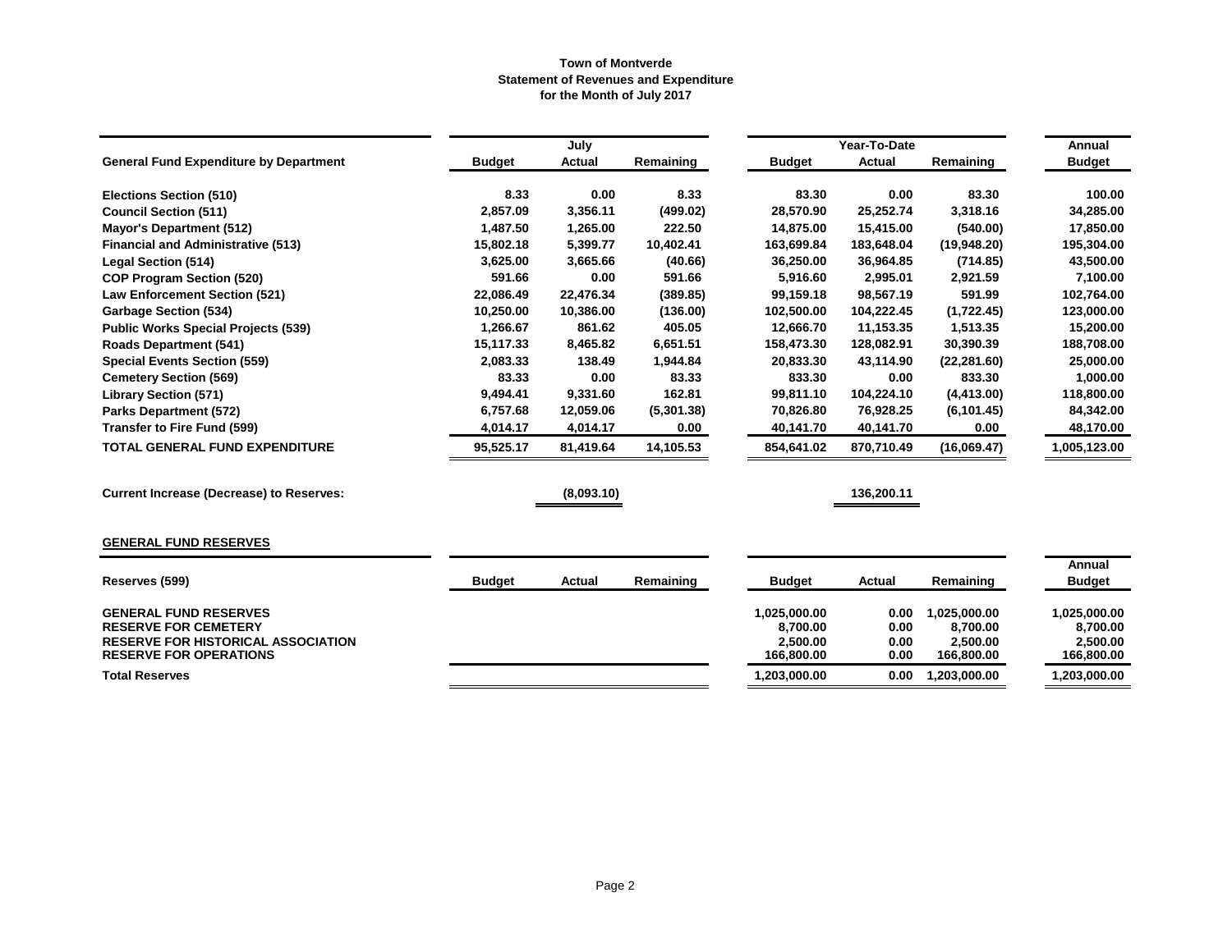**Town of Montverde**
**Statement of Revenues and Expenditure**
**for the Month of July 2017**

| General Fund Expenditure by Department | July | | | Year-To-Date | | | Annual |
|---|---|---|---|---|---|---|---|
| | Budget | Actual | Remaining | Budget | Actual | Remaining | Budget |
| Elections Section (510) | 8.33 | 0.00 | 8.33 | 83.30 | 0.00 | 83.30 | 100.00 |
| Council Section (511) | 2,857.09 | 3,356.11 | (499.02) | 28,570.90 | 25,252.74 | 3,318.16 | 34,285.00 |
| Mayor's Department (512) | 1,487.50 | 1,265.00 | 222.50 | 14,875.00 | 15,415.00 | (540.00) | 17,850.00 |
| Financial and Administrative (513) | 15,802.18 | 5,399.77 | 10,402.41 | 163,699.84 | 183,648.04 | (19,948.20) | 195,304.00 |
| Legal Section (514) | 3,625.00 | 3,665.66 | (40.66) | 36,250.00 | 36,964.85 | (714.85) | 43,500.00 |
| COP Program Section (520) | 591.66 | 0.00 | 591.66 | 5,916.60 | 2,995.01 | 2,921.59 | 7,100.00 |
| Law Enforcement Section (521) | 22,086.49 | 22,476.34 | (389.85) | 99,159.18 | 98,567.19 | 591.99 | 102,764.00 |
| Garbage Section (534) | 10,250.00 | 10,386.00 | (136.00) | 102,500.00 | 104,222.45 | (1,722.45) | 123,000.00 |
| Public Works Special Projects (539) | 1,266.67 | 861.62 | 405.05 | 12,666.70 | 11,153.35 | 1,513.35 | 15,200.00 |
| Roads Department (541) | 15,117.33 | 8,465.82 | 6,651.51 | 158,473.30 | 128,082.91 | 30,390.39 | 188,708.00 |
| Special Events Section (559) | 2,083.33 | 138.49 | 1,944.84 | 20,833.30 | 43,114.90 | (22,281.60) | 25,000.00 |
| Cemetery Section (569) | 83.33 | 0.00 | 83.33 | 833.30 | 0.00 | 833.30 | 1,000.00 |
| Library Section (571) | 9,494.41 | 9,331.60 | 162.81 | 99,811.10 | 104,224.10 | (4,413.00) | 118,800.00 |
| Parks Department (572) | 6,757.68 | 12,059.06 | (5,301.38) | 70,826.80 | 76,928.25 | (6,101.45) | 84,342.00 |
| Transfer to Fire Fund (599) | 4,014.17 | 4,014.17 | 0.00 | 40,141.70 | 40,141.70 | 0.00 | 48,170.00 |
| **TOTAL GENERAL FUND EXPENDITURE** | 95,525.17 | 81,419.64 | 14,105.53 | 854,641.02 | 870,710.49 | (16,069.47) | 1,005,123.00 |
| | | | | | | | |
| **Current Increase (Decrease) to Reserves:** | | (8,093.10) | | | 136,200.11 | | |

**GENERAL FUND RESERVES**

| Reserves (599) | Budget | Actual | Remaining | Budget | Actual | Remaining | Annual Budget |
|---|---|---|---|---|---|---|---|
| GENERAL FUND RESERVES | | | | 1,025,000.00 | 0.00 | 1,025,000.00 | 1,025,000.00 |
| RESERVE FOR CEMETERY | | | | 8,700.00 | 0.00 | 8,700.00 | 8,700.00 |
| RESERVE FOR HISTORICAL ASSOCIATION | | | | 2,500.00 | 0.00 | 2,500.00 | 2,500.00 |
| RESERVE FOR OPERATIONS | | | | 166,800.00 | 0.00 | 166,800.00 | 166,800.00 |
| **Total Reserves** | | | | 1,203,000.00 | 0.00 | 1,203,000.00 | 1,203,000.00 |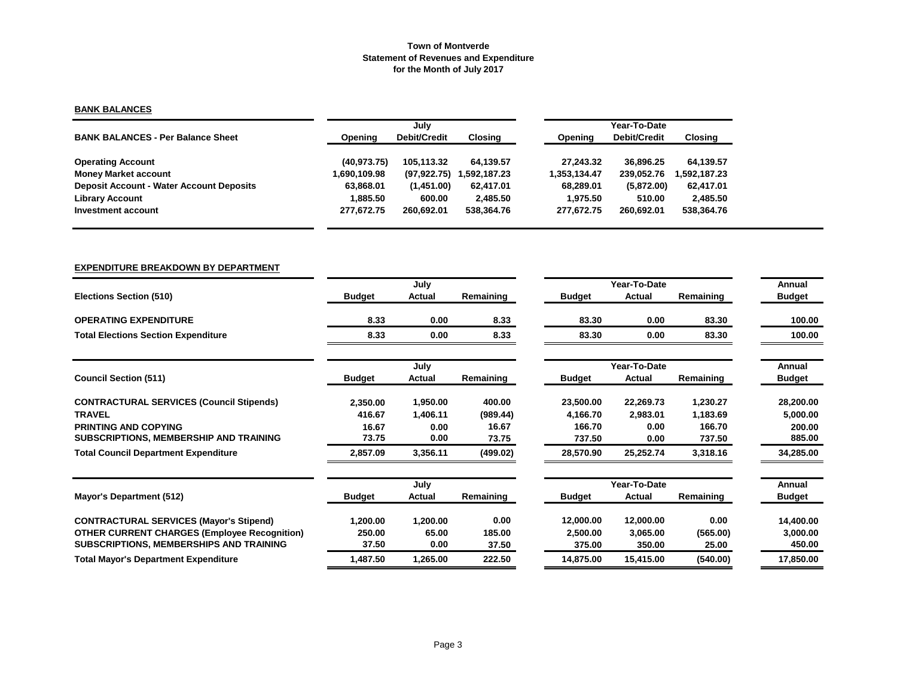**Town of Montverde**
**Statement of Revenues and Expenditure**
**for the Month of July 2017**

## BANK BALANCES

| BANK BALANCES - Per Balance Sheet | July | | | Year-To-Date | | |
|---|---|---|---|---|---|---|
| | Opening | Debit/Credit | Closing | Opening | Debit/Credit | Closing |
| Operating Account | (40,973.75) | 105,113.32 | 64,139.57 | 27,243.32 | 36,896.25 | 64,139.57 |
| Money Market account | 1,690,109.98 | (97,922.75) | 1,592,187.23 | 1,353,134.47 | 239,052.76 | 1,592,187.23 |
| Deposit Account - Water Account Deposits | 63,868.01 | (1,451.00) | 62,417.01 | 68,289.01 | (5,872.00) | 62,417.01 |
| Library Account | 1,885.50 | 600.00 | 2,485.50 | 1,975.50 | 510.00 | 2,485.50 |
| Investment account | 277,672.75 | 260,692.01 | 538,364.76 | 277,672.75 | 260,692.01 | 538,364.76 |

## EXPENDITURE BREAKDOWN BY DEPARTMENT

| Elections Section (510) | July | | | Year-To-Date | | | Annual |
|---|---|---|---|---|---|---|---|
| | Budget | Actual | Remaining | Budget | Actual | Remaining | Budget |
| OPERATING EXPENDITURE | 8.33 | 0.00 | 8.33 | 83.30 | 0.00 | 83.30 | 100.00 |
| Total Elections Section Expenditure | 8.33 | 0.00 | 8.33 | 83.30 | 0.00 | 83.30 | 100.00 |

| Council Section (511) | July | | | Year-To-Date | | | Annual |
|---|---|---|---|---|---|---|---|
| | Budget | Actual | Remaining | Budget | Actual | Remaining | Budget |
| CONTRACTURAL SERVICES (Council Stipends) | 2,350.00 | 1,950.00 | 400.00 | 23,500.00 | 22,269.73 | 1,230.27 | 28,200.00 |
| TRAVEL | 416.67 | 1,406.11 | (989.44) | 4,166.70 | 2,983.01 | 1,183.69 | 5,000.00 |
| PRINTING AND COPYING | 16.67 | 0.00 | 16.67 | 166.70 | 0.00 | 166.70 | 200.00 |
| SUBSCRIPTIONS, MEMBERSHIP AND TRAINING | 73.75 | 0.00 | 73.75 | 737.50 | 0.00 | 737.50 | 885.00 |
| Total Council Department Expenditure | 2,857.09 | 3,356.11 | (499.02) | 28,570.90 | 25,252.74 | 3,318.16 | 34,285.00 |

| Mayor's Department (512) | July | | | Year-To-Date | | | Annual |
|---|---|---|---|---|---|---|---|
| | Budget | Actual | Remaining | Budget | Actual | Remaining | Budget |
| CONTRACTURAL SERVICES (Mayor's Stipend) | 1,200.00 | 1,200.00 | 0.00 | 12,000.00 | 12,000.00 | 0.00 | 14,400.00 |
| OTHER CURRENT CHARGES (Employee Recognition) | 250.00 | 65.00 | 185.00 | 2,500.00 | 3,065.00 | (565.00) | 3,000.00 |
| SUBSCRIPTIONS, MEMBERSHIPS AND TRAINING | 37.50 | 0.00 | 37.50 | 375.00 | 350.00 | 25.00 | 450.00 |
| Total Mayor's Department Expenditure | 1,487.50 | 1,265.00 | 222.50 | 14,875.00 | 15,415.00 | (540.00) | 17,850.00 |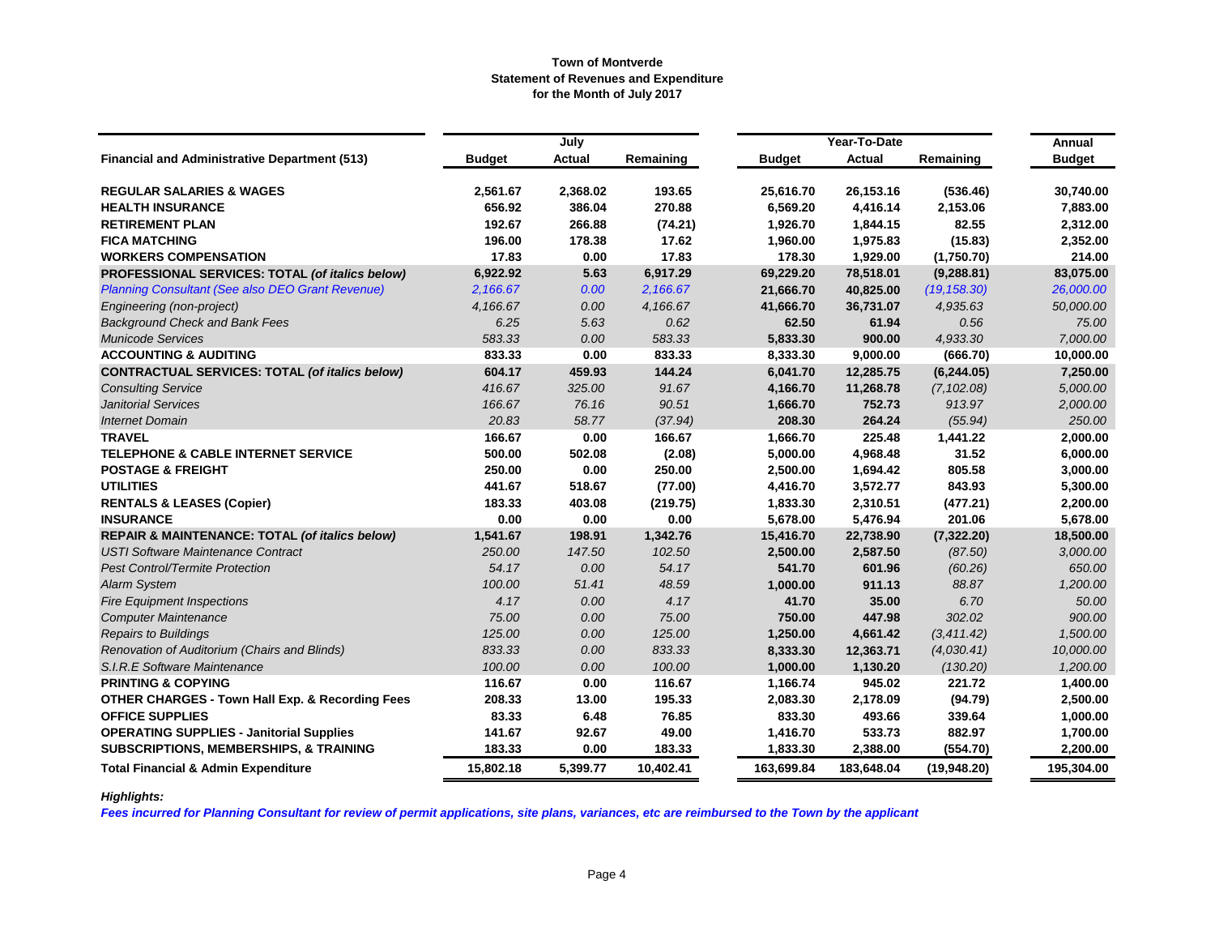**Town of Montverde**
**Statement of Revenues and Expenditure**
**for the Month of July 2017**

| Financial and Administrative Department (513) | July Budget | July Actual | July Remaining | Year-To-Date Budget | Year-To-Date Actual | Year-To-Date Remaining | Annual Budget |
|---|---|---|---|---|---|---|---|
| **REGULAR SALARIES & WAGES** | 2,561.67 | 2,368.02 | 193.65 | 25,616.70 | 26,153.16 | (536.46) | 30,740.00 |
| **HEALTH INSURANCE** | 656.92 | 386.04 | 270.88 | 6,569.20 | 4,416.14 | 2,153.06 | 7,883.00 |
| **RETIREMENT PLAN** | 192.67 | 266.88 | (74.21) | 1,926.70 | 1,844.15 | 82.55 | 2,312.00 |
| **FICA MATCHING** | 196.00 | 178.38 | 17.62 | 1,960.00 | 1,975.83 | (15.83) | 2,352.00 |
| **WORKERS COMPENSATION** | 17.83 | 0.00 | 17.83 | 178.30 | 1,929.00 | (1,750.70) | 214.00 |
| **PROFESSIONAL SERVICES: TOTAL *(of italics below)*** | 6,922.92 | 5.63 | 6,917.29 | 69,229.20 | 78,518.01 | (9,288.81) | 83,075.00 |
| *Planning Consultant (See also DEO Grant Revenue)* | *2,166.67* | *0.00* | *2,166.67* | 21,666.70 | 40,825.00 | *(19,158.30)* | *26,000.00* |
| *Engineering (non-project)* | *4,166.67* | *0.00* | *4,166.67* | 41,666.70 | 36,731.07 | *4,935.63* | *50,000.00* |
| *Background Check and Bank Fees* | *6.25* | *5.63* | *0.62* | 62.50 | 61.94 | *0.56* | *75.00* |
| *Municode Services* | *583.33* | *0.00* | *583.33* | 5,833.30 | 900.00 | *4,933.30* | *7,000.00* |
| **ACCOUNTING & AUDITING** | 833.33 | 0.00 | 833.33 | 8,333.30 | 9,000.00 | (666.70) | 10,000.00 |
| **CONTRACTUAL SERVICES: TOTAL *(of italics below)*** | 604.17 | 459.93 | 144.24 | 6,041.70 | 12,285.75 | (6,244.05) | 7,250.00 |
| *Consulting Service* | *416.67* | *325.00* | *91.67* | 4,166.70 | 11,268.78 | *(7,102.08)* | *5,000.00* |
| *Janitorial Services* | *166.67* | *76.16* | *90.51* | 1,666.70 | 752.73 | *913.97* | *2,000.00* |
| *Internet Domain* | *20.83* | *58.77* | *(37.94)* | 208.30 | 264.24 | *(55.94)* | *250.00* |
| **TRAVEL** | 166.67 | 0.00 | 166.67 | 1,666.70 | 225.48 | 1,441.22 | 2,000.00 |
| **TELEPHONE & CABLE INTERNET SERVICE** | 500.00 | 502.08 | (2.08) | 5,000.00 | 4,968.48 | 31.52 | 6,000.00 |
| **POSTAGE & FREIGHT** | 250.00 | 0.00 | 250.00 | 2,500.00 | 1,694.42 | 805.58 | 3,000.00 |
| **UTILITIES** | 441.67 | 518.67 | (77.00) | 4,416.70 | 3,572.77 | 843.93 | 5,300.00 |
| **RENTALS & LEASES (Copier)** | 183.33 | 403.08 | (219.75) | 1,833.30 | 2,310.51 | (477.21) | 2,200.00 |
| **INSURANCE** | 0.00 | 0.00 | 0.00 | 5,678.00 | 5,476.94 | 201.06 | 5,678.00 |
| **REPAIR & MAINTENANCE: TOTAL *(of italics below)*** | 1,541.67 | 198.91 | 1,342.76 | 15,416.70 | 22,738.90 | (7,322.20) | 18,500.00 |
| *USTI Software Maintenance Contract* | *250.00* | *147.50* | *102.50* | 2,500.00 | 2,587.50 | *(87.50)* | *3,000.00* |
| *Pest Control/Termite Protection* | *54.17* | *0.00* | *54.17* | 541.70 | 601.96 | *(60.26)* | *650.00* |
| *Alarm System* | *100.00* | *51.41* | *48.59* | 1,000.00 | 911.13 | *88.87* | *1,200.00* |
| *Fire Equipment Inspections* | *4.17* | *0.00* | *4.17* | 41.70 | 35.00 | *6.70* | *50.00* |
| *Computer Maintenance* | *75.00* | *0.00* | *75.00* | 750.00 | 447.98 | *302.02* | *900.00* |
| *Repairs to Buildings* | *125.00* | *0.00* | *125.00* | 1,250.00 | 4,661.42 | *(3,411.42)* | *1,500.00* |
| *Renovation of Auditorium (Chairs and Blinds)* | *833.33* | *0.00* | *833.33* | 8,333.30 | 12,363.71 | *(4,030.41)* | *10,000.00* |
| *S.I.R.E Software Maintenance* | *100.00* | *0.00* | *100.00* | 1,000.00 | 1,130.20 | *(130.20)* | *1,200.00* |
| **PRINTING & COPYING** | 116.67 | 0.00 | 116.67 | 1,166.74 | 945.02 | 221.72 | 1,400.00 |
| **OTHER CHARGES - Town Hall Exp. & Recording Fees** | 208.33 | 13.00 | 195.33 | 2,083.30 | 2,178.09 | (94.79) | 2,500.00 |
| **OFFICE SUPPLIES** | 83.33 | 6.48 | 76.85 | 833.30 | 493.66 | 339.64 | 1,000.00 |
| **OPERATING SUPPLIES - Janitorial Supplies** | 141.67 | 92.67 | 49.00 | 1,416.70 | 533.73 | 882.97 | 1,700.00 |
| **SUBSCRIPTIONS, MEMBERSHIPS, & TRAINING** | 183.33 | 0.00 | 183.33 | 1,833.30 | 2,388.00 | (554.70) | 2,200.00 |
| **Total Financial & Admin Expenditure** | **15,802.18** | **5,399.77** | **10,402.41** | **163,699.84** | **183,648.04** | **(19,948.20)** | **195,304.00** |

***Highlights:***

***Fees incurred for Planning Consultant for review of permit applications, site plans, variances, etc are reimbursed to the Town by the applicant***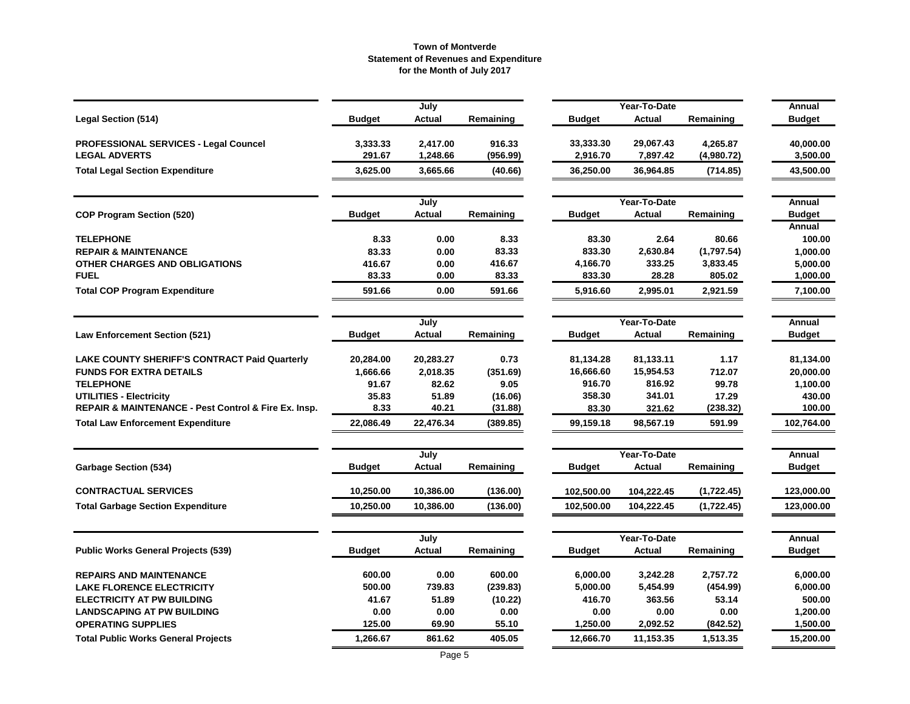**Town of Montverde**
**Statement of Revenues and Expenditure**
**for the Month of July 2017**

| Legal Section (514) | July Budget | July Actual | July Remaining | Year-To-Date Budget | Year-To-Date Actual | Year-To-Date Remaining | Annual Budget |
|---|---|---|---|---|---|---|---|
| **PROFESSIONAL SERVICES - Legal Councel** | 3,333.33 | 2,417.00 | 916.33 | 33,333.30 | 29,067.43 | 4,265.87 | 40,000.00 |
| **LEGAL ADVERTS** | 291.67 | 1,248.66 | (956.99) | 2,916.70 | 7,897.42 | (4,980.72) | 3,500.00 |
| **Total Legal Section Expenditure** | 3,625.00 | 3,665.66 | (40.66) | 36,250.00 | 36,964.85 | (714.85) | 43,500.00 |

| COP Program Section (520) | July Budget | July Actual | July Remaining | Year-To-Date Budget | Year-To-Date Actual | Year-To-Date Remaining | Annual Budget |
|---|---|---|---|---|---|---|---|
| **TELEPHONE** | 8.33 | 0.00 | 8.33 | 83.30 | 2.64 | 80.66 | 100.00 |
| **REPAIR & MAINTENANCE** | 83.33 | 0.00 | 83.33 | 833.30 | 2,630.84 | (1,797.54) | 1,000.00 |
| **OTHER CHARGES AND OBLIGATIONS** | 416.67 | 0.00 | 416.67 | 4,166.70 | 333.25 | 3,833.45 | 5,000.00 |
| **FUEL** | 83.33 | 0.00 | 83.33 | 833.30 | 28.28 | 805.02 | 1,000.00 |
| **Total COP Program Expenditure** | 591.66 | 0.00 | 591.66 | 5,916.60 | 2,995.01 | 2,921.59 | 7,100.00 |

| Law Enforcement Section (521) | July Budget | July Actual | July Remaining | Year-To-Date Budget | Year-To-Date Actual | Year-To-Date Remaining | Annual Budget |
|---|---|---|---|---|---|---|---|
| **LAKE COUNTY SHERIFF'S CONTRACT Paid Quarterly** | 20,284.00 | 20,283.27 | 0.73 | 81,134.28 | 81,133.11 | 1.17 | 81,134.00 |
| **FUNDS FOR EXTRA DETAILS** | 1,666.66 | 2,018.35 | (351.69) | 16,666.60 | 15,954.53 | 712.07 | 20,000.00 |
| **TELEPHONE** | 91.67 | 82.62 | 9.05 | 916.70 | 816.92 | 99.78 | 1,100.00 |
| **UTILITIES - Electricity** | 35.83 | 51.89 | (16.06) | 358.30 | 341.01 | 17.29 | 430.00 |
| **REPAIR & MAINTENANCE - Pest Control & Fire Ex. Insp.** | 8.33 | 40.21 | (31.88) | 83.30 | 321.62 | (238.32) | 100.00 |
| **Total Law Enforcement Expenditure** | 22,086.49 | 22,476.34 | (389.85) | 99,159.18 | 98,567.19 | 591.99 | 102,764.00 |

| Garbage Section (534) | July Budget | July Actual | July Remaining | Year-To-Date Budget | Year-To-Date Actual | Year-To-Date Remaining | Annual Budget |
|---|---|---|---|---|---|---|---|
| **CONTRACTUAL SERVICES** | 10,250.00 | 10,386.00 | (136.00) | 102,500.00 | 104,222.45 | (1,722.45) | 123,000.00 |
| **Total Garbage Section Expenditure** | 10,250.00 | 10,386.00 | (136.00) | 102,500.00 | 104,222.45 | (1,722.45) | 123,000.00 |

| Public Works General Projects (539) | July Budget | July Actual | July Remaining | Year-To-Date Budget | Year-To-Date Actual | Year-To-Date Remaining | Annual Budget |
|---|---|---|---|---|---|---|---|
| **REPAIRS AND MAINTENANCE** | 600.00 | 0.00 | 600.00 | 6,000.00 | 3,242.28 | 2,757.72 | 6,000.00 |
| **LAKE FLORENCE ELECTRICITY** | 500.00 | 739.83 | (239.83) | 5,000.00 | 5,454.99 | (454.99) | 6,000.00 |
| **ELECTRICITY AT PW BUILDING** | 41.67 | 51.89 | (10.22) | 416.70 | 363.56 | 53.14 | 500.00 |
| **LANDSCAPING AT PW BUILDING** | 0.00 | 0.00 | 0.00 | 0.00 | 0.00 | 0.00 | 1,200.00 |
| **OPERATING SUPPLIES** | 125.00 | 69.90 | 55.10 | 1,250.00 | 2,092.52 | (842.52) | 1,500.00 |
| **Total Public Works General Projects** | 1,266.67 | 861.62 | 405.05 | 12,666.70 | 11,153.35 | 1,513.35 | 15,200.00 |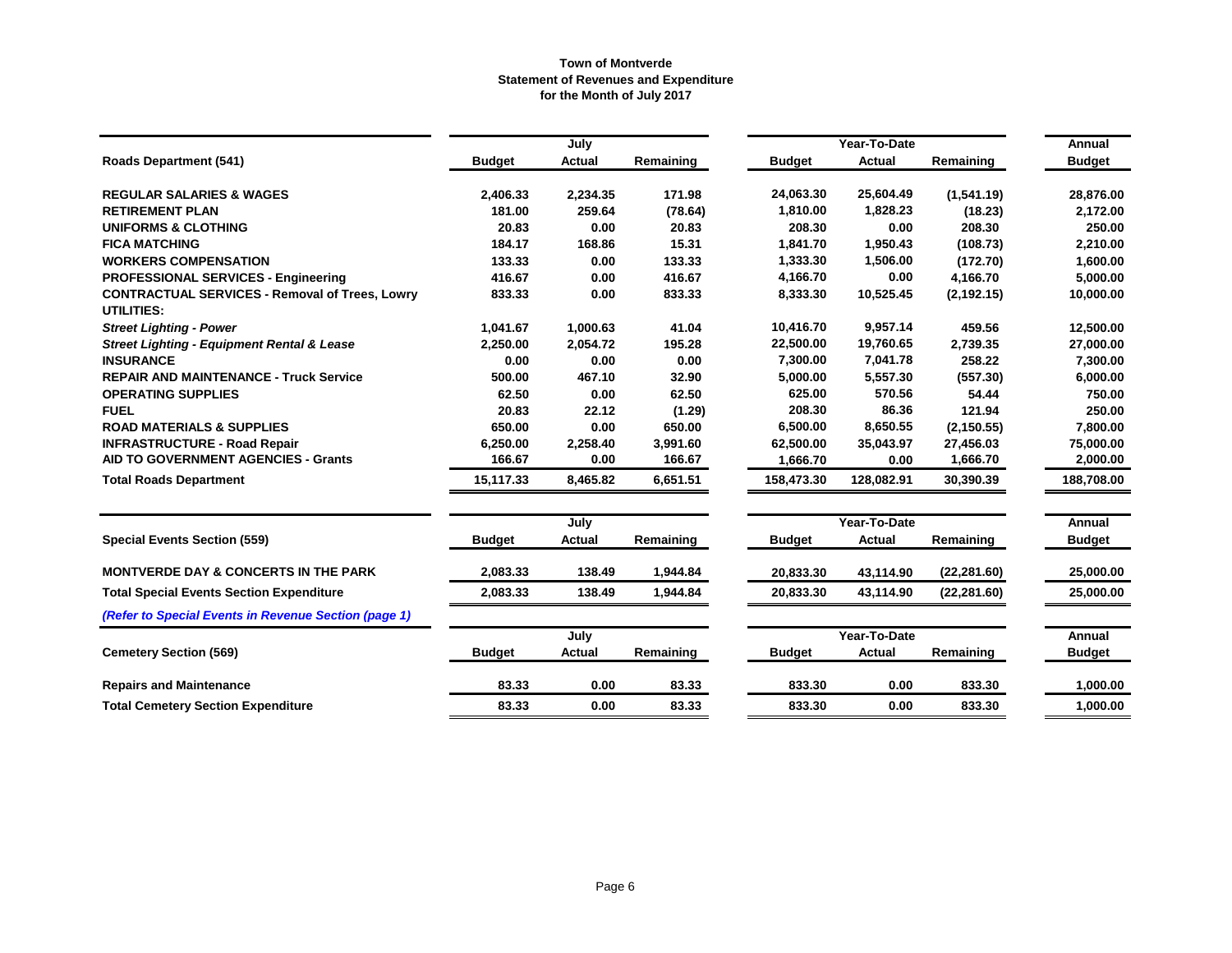**Town of Montverde**
**Statement of Revenues and Expenditure**
**for the Month of July 2017**

| | July | | | Year-To-Date | | | Annual |
|---|---|---|---|---|---|---|---|
| **Roads Department (541)** | **Budget** | **Actual** | **Remaining** | **Budget** | **Actual** | **Remaining** | **Budget** |
| **REGULAR SALARIES & WAGES** | 2,406.33 | 2,234.35 | 171.98 | 24,063.30 | 25,604.49 | (1,541.19) | 28,876.00 |
| **RETIREMENT PLAN** | 181.00 | 259.64 | (78.64) | 1,810.00 | 1,828.23 | (18.23) | 2,172.00 |
| **UNIFORMS & CLOTHING** | 20.83 | 0.00 | 20.83 | 208.30 | 0.00 | 208.30 | 250.00 |
| **FICA MATCHING** | 184.17 | 168.86 | 15.31 | 1,841.70 | 1,950.43 | (108.73) | 2,210.00 |
| **WORKERS COMPENSATION** | 133.33 | 0.00 | 133.33 | 1,333.30 | 1,506.00 | (172.70) | 1,600.00 |
| **PROFESSIONAL SERVICES - Engineering** | 416.67 | 0.00 | 416.67 | 4,166.70 | 0.00 | 4,166.70 | 5,000.00 |
| **CONTRACTUAL SERVICES - Removal of Trees, Lowry** | 833.33 | 0.00 | 833.33 | 8,333.30 | 10,525.45 | (2,192.15) | 10,000.00 |
| **UTILITIES:** | | | | | | | |
| ***Street Lighting - Power*** | 1,041.67 | 1,000.63 | 41.04 | 10,416.70 | 9,957.14 | 459.56 | 12,500.00 |
| ***Street Lighting - Equipment Rental & Lease*** | 2,250.00 | 2,054.72 | 195.28 | 22,500.00 | 19,760.65 | 2,739.35 | 27,000.00 |
| **INSURANCE** | 0.00 | 0.00 | 0.00 | 7,300.00 | 7,041.78 | 258.22 | 7,300.00 |
| **REPAIR AND MAINTENANCE - Truck Service** | 500.00 | 467.10 | 32.90 | 5,000.00 | 5,557.30 | (557.30) | 6,000.00 |
| **OPERATING SUPPLIES** | 62.50 | 0.00 | 62.50 | 625.00 | 570.56 | 54.44 | 750.00 |
| **FUEL** | 20.83 | 22.12 | (1.29) | 208.30 | 86.36 | 121.94 | 250.00 |
| **ROAD MATERIALS & SUPPLIES** | 650.00 | 0.00 | 650.00 | 6,500.00 | 8,650.55 | (2,150.55) | 7,800.00 |
| **INFRASTRUCTURE - Road Repair** | 6,250.00 | 2,258.40 | 3,991.60 | 62,500.00 | 35,043.97 | 27,456.03 | 75,000.00 |
| **AID TO GOVERNMENT AGENCIES - Grants** | 166.67 | 0.00 | 166.67 | 1,666.70 | 0.00 | 1,666.70 | 2,000.00 |
| **Total Roads Department** | 15,117.33 | 8,465.82 | 6,651.51 | 158,473.30 | 128,082.91 | 30,390.39 | 188,708.00 |

| | July | | | Year-To-Date | | | Annual |
|---|---|---|---|---|---|---|---|
| **Special Events Section (559)** | **Budget** | **Actual** | **Remaining** | **Budget** | **Actual** | **Remaining** | **Budget** |
| **MONTVERDE DAY & CONCERTS IN THE PARK** | 2,083.33 | 138.49 | 1,944.84 | 20,833.30 | 43,114.90 | (22,281.60) | 25,000.00 |
| **Total Special Events Section Expenditure** | 2,083.33 | 138.49 | 1,944.84 | 20,833.30 | 43,114.90 | (22,281.60) | 25,000.00 |

***(Refer to Special Events in Revenue Section (page 1)***

| | July | | | Year-To-Date | | | Annual |
|---|---|---|---|---|---|---|---|
| **Cemetery Section (569)** | **Budget** | **Actual** | **Remaining** | **Budget** | **Actual** | **Remaining** | **Budget** |
| **Repairs and Maintenance** | 83.33 | 0.00 | 83.33 | 833.30 | 0.00 | 833.30 | 1,000.00 |
| **Total Cemetery Section Expenditure** | 83.33 | 0.00 | 83.33 | 833.30 | 0.00 | 833.30 | 1,000.00 |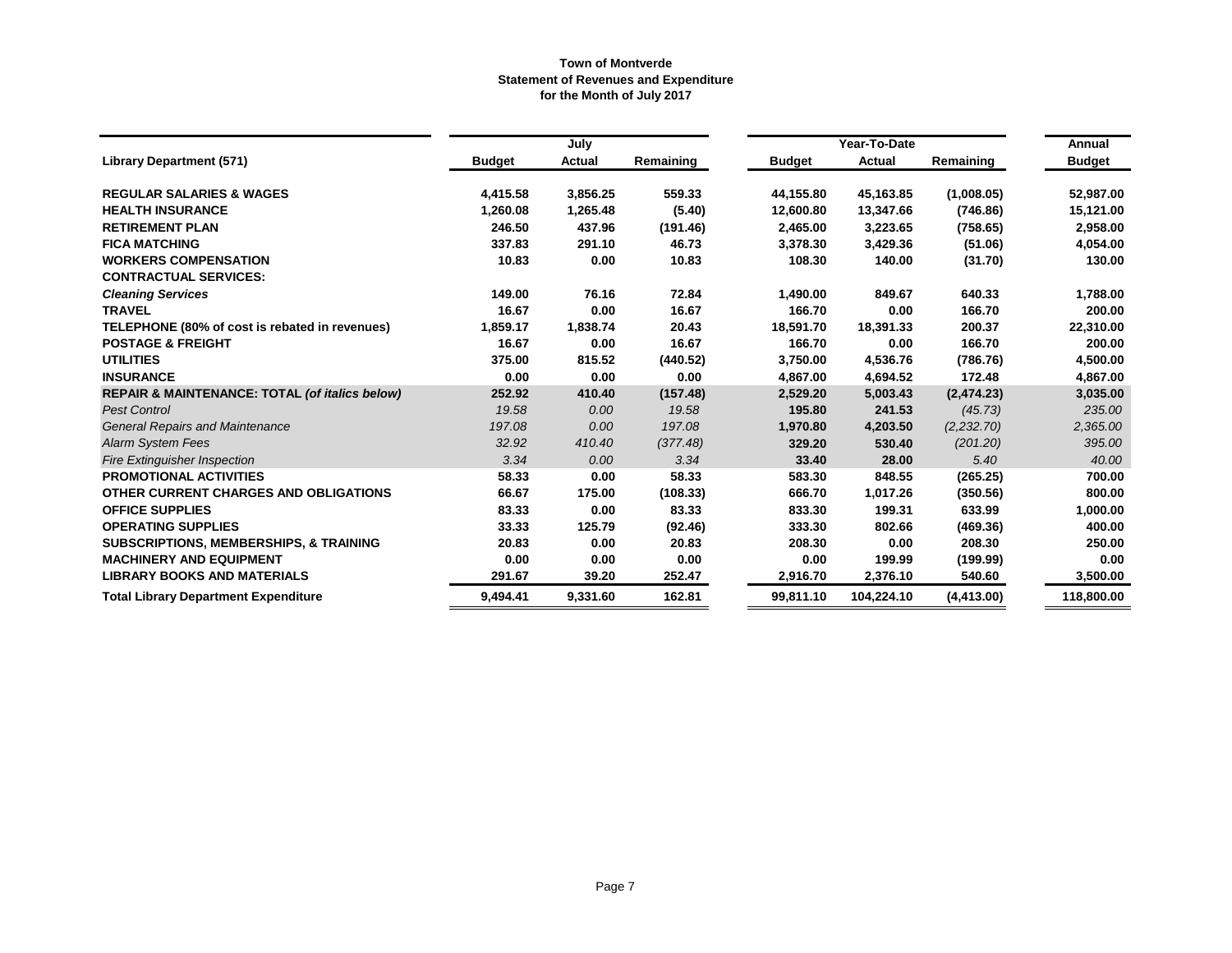**Town of Montverde**
**Statement of Revenues and Expenditure**
**for the Month of July 2017**

| Library Department (571) | July | | | Year-To-Date | | | Annual |
|---|---|---|---|---|---|---|---|
| | Budget | Actual | Remaining | Budget | Actual | Remaining | Budget |
| **REGULAR SALARIES & WAGES** | 4,415.58 | 3,856.25 | 559.33 | 44,155.80 | 45,163.85 | (1,008.05) | 52,987.00 |
| **HEALTH INSURANCE** | 1,260.08 | 1,265.48 | (5.40) | 12,600.80 | 13,347.66 | (746.86) | 15,121.00 |
| **RETIREMENT PLAN** | 246.50 | 437.96 | (191.46) | 2,465.00 | 3,223.65 | (758.65) | 2,958.00 |
| **FICA MATCHING** | 337.83 | 291.10 | 46.73 | 3,378.30 | 3,429.36 | (51.06) | 4,054.00 |
| **WORKERS COMPENSATION** | 10.83 | 0.00 | 10.83 | 108.30 | 140.00 | (31.70) | 130.00 |
| **CONTRACTUAL SERVICES:** | | | | | | | |
| ***Cleaning Services*** | 149.00 | 76.16 | 72.84 | 1,490.00 | 849.67 | 640.33 | 1,788.00 |
| **TRAVEL** | 16.67 | 0.00 | 16.67 | 166.70 | 0.00 | 166.70 | 200.00 |
| **TELEPHONE (80% of cost is rebated in revenues)** | 1,859.17 | 1,838.74 | 20.43 | 18,591.70 | 18,391.33 | 200.37 | 22,310.00 |
| **POSTAGE & FREIGHT** | 16.67 | 0.00 | 16.67 | 166.70 | 0.00 | 166.70 | 200.00 |
| **UTILITIES** | 375.00 | 815.52 | (440.52) | 3,750.00 | 4,536.76 | (786.76) | 4,500.00 |
| **INSURANCE** | 0.00 | 0.00 | 0.00 | 4,867.00 | 4,694.52 | 172.48 | 4,867.00 |
| **REPAIR & MAINTENANCE: TOTAL *(of italics below)*** | 252.92 | 410.40 | (157.48) | 2,529.20 | 5,003.43 | (2,474.23) | 3,035.00 |
| *Pest Control* | *19.58* | *0.00* | *19.58* | 195.80 | 241.53 | *(45.73)* | *235.00* |
| *General Repairs and Maintenance* | *197.08* | *0.00* | *197.08* | 1,970.80 | 4,203.50 | *(2,232.70)* | *2,365.00* |
| *Alarm System Fees* | *32.92* | *410.40* | *(377.48)* | 329.20 | 530.40 | *(201.20)* | *395.00* |
| *Fire Extinguisher Inspection* | *3.34* | *0.00* | *3.34* | 33.40 | 28.00 | *5.40* | *40.00* |
| **PROMOTIONAL ACTIVITIES** | 58.33 | 0.00 | 58.33 | 583.30 | 848.55 | (265.25) | 700.00 |
| **OTHER CURRENT CHARGES AND OBLIGATIONS** | 66.67 | 175.00 | (108.33) | 666.70 | 1,017.26 | (350.56) | 800.00 |
| **OFFICE SUPPLIES** | 83.33 | 0.00 | 83.33 | 833.30 | 199.31 | 633.99 | 1,000.00 |
| **OPERATING SUPPLIES** | 33.33 | 125.79 | (92.46) | 333.30 | 802.66 | (469.36) | 400.00 |
| **SUBSCRIPTIONS, MEMBERSHIPS, & TRAINING** | 20.83 | 0.00 | 20.83 | 208.30 | 0.00 | 208.30 | 250.00 |
| **MACHINERY AND EQUIPMENT** | 0.00 | 0.00 | 0.00 | 0.00 | 199.99 | (199.99) | 0.00 |
| **LIBRARY BOOKS AND MATERIALS** | 291.67 | 39.20 | 252.47 | 2,916.70 | 2,376.10 | 540.60 | 3,500.00 |
| **Total Library Department Expenditure** | 9,494.41 | 9,331.60 | 162.81 | 99,811.10 | 104,224.10 | (4,413.00) | 118,800.00 |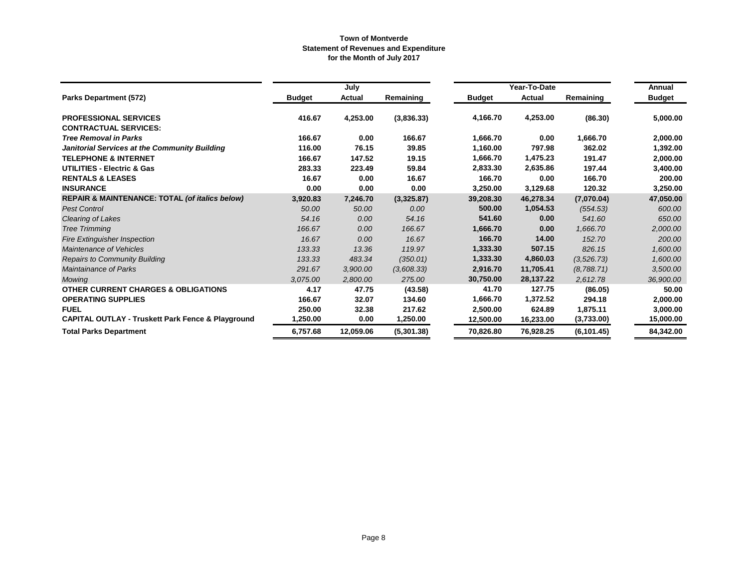**Town of Montverde**
**Statement of Revenues and Expenditure**
**for the Month of July 2017**

| | July | | | Year-To-Date | | | Annual |
|---|---|---|---|---|---|---|---|
| **Parks Department (572)** | **Budget** | **Actual** | **Remaining** | **Budget** | **Actual** | **Remaining** | **Budget** |
| **PROFESSIONAL SERVICES** | 416.67 | 4,253.00 | (3,836.33) | 4,166.70 | 4,253.00 | (86.30) | 5,000.00 |
| **CONTRACTUAL SERVICES:** | | | | | | | |
| ***Tree Removal in Parks*** | 166.67 | 0.00 | 166.67 | 1,666.70 | 0.00 | 1,666.70 | 2,000.00 |
| ***Janitorial Services at the Community Building*** | 116.00 | 76.15 | 39.85 | 1,160.00 | 797.98 | 362.02 | 1,392.00 |
| **TELEPHONE & INTERNET** | 166.67 | 147.52 | 19.15 | 1,666.70 | 1,475.23 | 191.47 | 2,000.00 |
| **UTILITIES - Electric & Gas** | 283.33 | 223.49 | 59.84 | 2,833.30 | 2,635.86 | 197.44 | 3,400.00 |
| **RENTALS & LEASES** | 16.67 | 0.00 | 16.67 | 166.70 | 0.00 | 166.70 | 200.00 |
| **INSURANCE** | 0.00 | 0.00 | 0.00 | 3,250.00 | 3,129.68 | 120.32 | 3,250.00 |
| **REPAIR & MAINTENANCE: TOTAL *(of italics below)*** | 3,920.83 | 7,246.70 | (3,325.87) | 39,208.30 | 46,278.34 | (7,070.04) | 47,050.00 |
| *Pest Control* | *50.00* | *50.00* | *0.00* | 500.00 | 1,054.53 | *(554.53)* | *600.00* |
| *Clearing of Lakes* | *54.16* | *0.00* | *54.16* | 541.60 | 0.00 | *541.60* | *650.00* |
| *Tree Trimming* | *166.67* | *0.00* | *166.67* | 1,666.70 | 0.00 | *1,666.70* | *2,000.00* |
| *Fire Extinguisher Inspection* | *16.67* | *0.00* | *16.67* | 166.70 | 14.00 | *152.70* | *200.00* |
| *Maintenance of Vehicles* | *133.33* | *13.36* | *119.97* | 1,333.30 | 507.15 | *826.15* | *1,600.00* |
| *Repairs to Community Building* | *133.33* | *483.34* | *(350.01)* | 1,333.30 | 4,860.03 | *(3,526.73)* | *1,600.00* |
| *Maintainance of Parks* | *291.67* | *3,900.00* | *(3,608.33)* | 2,916.70 | 11,705.41 | *(8,788.71)* | *3,500.00* |
| *Mowing* | *3,075.00* | *2,800.00* | *275.00* | 30,750.00 | 28,137.22 | *2,612.78* | *36,900.00* |
| **OTHER CURRENT CHARGES & OBLIGATIONS** | 4.17 | 47.75 | (43.58) | 41.70 | 127.75 | (86.05) | 50.00 |
| **OPERATING SUPPLIES** | 166.67 | 32.07 | 134.60 | 1,666.70 | 1,372.52 | 294.18 | 2,000.00 |
| **FUEL** | 250.00 | 32.38 | 217.62 | 2,500.00 | 624.89 | 1,875.11 | 3,000.00 |
| **CAPITAL OUTLAY - Truskett Park Fence & Playground** | 1,250.00 | 0.00 | 1,250.00 | 12,500.00 | 16,233.00 | (3,733.00) | 15,000.00 |
| **Total Parks Department** | 6,757.68 | 12,059.06 | (5,301.38) | 70,826.80 | 76,928.25 | (6,101.45) | 84,342.00 |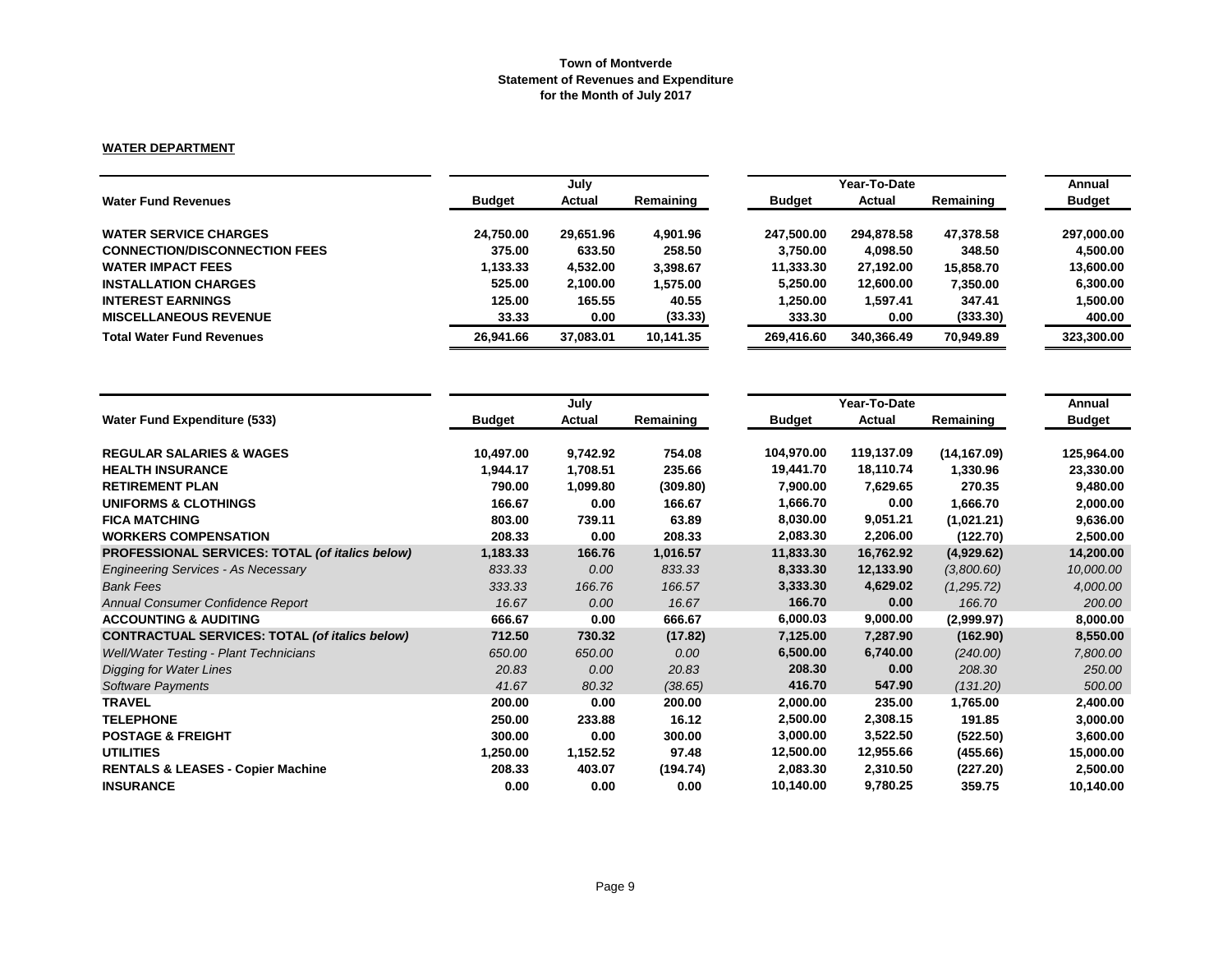**Town of Montverde**
**Statement of Revenues and Expenditure**
**for the Month of July 2017**

**WATER DEPARTMENT**

| Water Fund Revenues | July | | | Year-To-Date | | | Annual |
|---|---|---|---|---|---|---|---|
| | Budget | Actual | Remaining | Budget | Actual | Remaining | Budget |
| **WATER SERVICE CHARGES** | 24,750.00 | 29,651.96 | 4,901.96 | 247,500.00 | 294,878.58 | 47,378.58 | 297,000.00 |
| **CONNECTION/DISCONNECTION FEES** | 375.00 | 633.50 | 258.50 | 3,750.00 | 4,098.50 | 348.50 | 4,500.00 |
| **WATER IMPACT FEES** | 1,133.33 | 4,532.00 | 3,398.67 | 11,333.30 | 27,192.00 | 15,858.70 | 13,600.00 |
| **INSTALLATION CHARGES** | 525.00 | 2,100.00 | 1,575.00 | 5,250.00 | 12,600.00 | 7,350.00 | 6,300.00 |
| **INTEREST EARNINGS** | 125.00 | 165.55 | 40.55 | 1,250.00 | 1,597.41 | 347.41 | 1,500.00 |
| **MISCELLANEOUS REVENUE** | 33.33 | 0.00 | (33.33) | 333.30 | 0.00 | (333.30) | 400.00 |
| **Total Water Fund Revenues** | 26,941.66 | 37,083.01 | 10,141.35 | 269,416.60 | 340,366.49 | 70,949.89 | 323,300.00 |

| Water Fund Expenditure (533) | July | | | Year-To-Date | | | Annual |
|---|---|---|---|---|---|---|---|
| | Budget | Actual | Remaining | Budget | Actual | Remaining | Budget |
| **REGULAR SALARIES & WAGES** | 10,497.00 | 9,742.92 | 754.08 | 104,970.00 | 119,137.09 | (14,167.09) | 125,964.00 |
| **HEALTH INSURANCE** | 1,944.17 | 1,708.51 | 235.66 | 19,441.70 | 18,110.74 | 1,330.96 | 23,330.00 |
| **RETIREMENT PLAN** | 790.00 | 1,099.80 | (309.80) | 7,900.00 | 7,629.65 | 270.35 | 9,480.00 |
| **UNIFORMS & CLOTHINGS** | 166.67 | 0.00 | 166.67 | 1,666.70 | 0.00 | 1,666.70 | 2,000.00 |
| **FICA MATCHING** | 803.00 | 739.11 | 63.89 | 8,030.00 | 9,051.21 | (1,021.21) | 9,636.00 |
| **WORKERS COMPENSATION** | 208.33 | 0.00 | 208.33 | 2,083.30 | 2,206.00 | (122.70) | 2,500.00 |
| **PROFESSIONAL SERVICES: TOTAL *(of italics below)*** | 1,183.33 | 166.76 | 1,016.57 | 11,833.30 | 16,762.92 | (4,929.62) | 14,200.00 |
| *Engineering Services - As Necessary* | *833.33* | *0.00* | *833.33* | 8,333.30 | 12,133.90 | *(3,800.60)* | *10,000.00* |
| *Bank Fees* | *333.33* | *166.76* | *166.57* | 3,333.30 | 4,629.02 | *(1,295.72)* | *4,000.00* |
| *Annual Consumer Confidence Report* | *16.67* | *0.00* | *16.67* | 166.70 | 0.00 | *166.70* | *200.00* |
| **ACCOUNTING & AUDITING** | 666.67 | 0.00 | 666.67 | 6,000.03 | 9,000.00 | (2,999.97) | 8,000.00 |
| **CONTRACTUAL SERVICES: TOTAL *(of italics below)*** | 712.50 | 730.32 | (17.82) | 7,125.00 | 7,287.90 | (162.90) | 8,550.00 |
| *Well/Water Testing - Plant Technicians* | *650.00* | *650.00* | *0.00* | 6,500.00 | 6,740.00 | *(240.00)* | *7,800.00* |
| *Digging for Water Lines* | *20.83* | *0.00* | *20.83* | 208.30 | 0.00 | *208.30* | *250.00* |
| *Software Payments* | *41.67* | *80.32* | *(38.65)* | 416.70 | 547.90 | *(131.20)* | *500.00* |
| **TRAVEL** | 200.00 | 0.00 | 200.00 | 2,000.00 | 235.00 | 1,765.00 | 2,400.00 |
| **TELEPHONE** | 250.00 | 233.88 | 16.12 | 2,500.00 | 2,308.15 | 191.85 | 3,000.00 |
| **POSTAGE & FREIGHT** | 300.00 | 0.00 | 300.00 | 3,000.00 | 3,522.50 | (522.50) | 3,600.00 |
| **UTILITIES** | 1,250.00 | 1,152.52 | 97.48 | 12,500.00 | 12,955.66 | (455.66) | 15,000.00 |
| **RENTALS & LEASES - Copier Machine** | 208.33 | 403.07 | (194.74) | 2,083.30 | 2,310.50 | (227.20) | 2,500.00 |
| **INSURANCE** | 0.00 | 0.00 | 0.00 | 10,140.00 | 9,780.25 | 359.75 | 10,140.00 |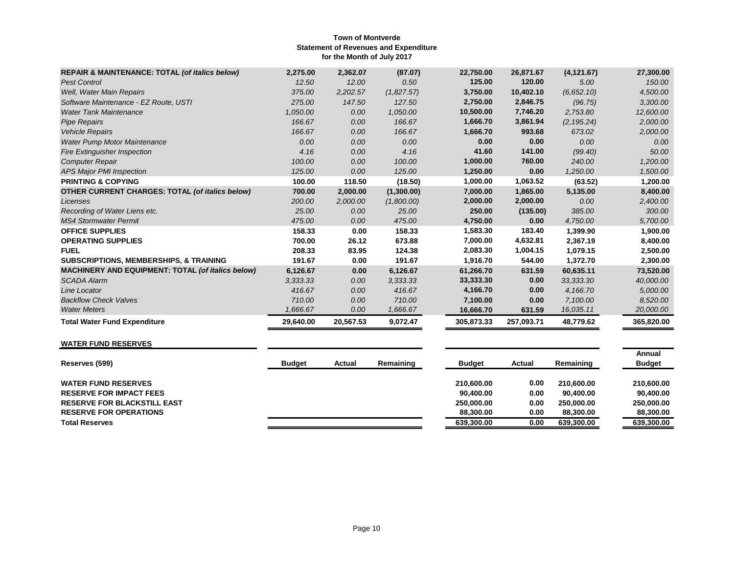**Town of Montverde**
**Statement of Revenues and Expenditure**
**for the Month of July 2017**

| | | | | | | | |
|---|---|---|---|---|---|---|---|
| **REPAIR & MAINTENANCE: TOTAL *(of italics below)*** | **2,275.00** | **2,362.07** | **(87.07)** | **22,750.00** | **26,871.67** | **(4,121.67)** | **27,300.00** |
| *Pest Control* | *12.50* | *12.00* | *0.50* | **125.00** | **120.00** | *5.00* | *150.00* |
| *Well, Water Main Repairs* | *375.00* | *2,202.57* | *(1,827.57)* | **3,750.00** | **10,402.10** | *(6,652.10)* | *4,500.00* |
| *Software Maintenance - EZ Route, USTI* | *275.00* | *147.50* | *127.50* | **2,750.00** | **2,846.75** | *(96.75)* | *3,300.00* |
| *Water Tank Maintenance* | *1,050.00* | *0.00* | *1,050.00* | **10,500.00** | **7,746.20** | *2,753.80* | *12,600.00* |
| *Pipe Repairs* | *166.67* | *0.00* | *166.67* | **1,666.70** | **3,861.94** | *(2,195.24)* | *2,000.00* |
| *Vehicle Repairs* | *166.67* | *0.00* | *166.67* | **1,666.70** | **993.68** | *673.02* | *2,000.00* |
| *Water Pump Motor Maintenance* | *0.00* | *0.00* | *0.00* | **0.00** | **0.00** | *0.00* | *0.00* |
| *Fire Extinguisher Inspection* | *4.16* | *0.00* | *4.16* | **41.60** | **141.00** | *(99.40)* | *50.00* |
| *Computer Repair* | *100.00* | *0.00* | *100.00* | **1,000.00** | **760.00** | *240.00* | *1,200.00* |
| *APS Major PMI Inspection* | *125.00* | *0.00* | *125.00* | **1,250.00** | **0.00** | *1,250.00* | *1,500.00* |
| **PRINTING & COPYING** | **100.00** | **118.50** | **(18.50)** | **1,000.00** | **1,063.52** | **(63.52)** | **1,200.00** |
| **OTHER CURRENT CHARGES: TOTAL *(of italics below)*** | **700.00** | **2,000.00** | **(1,300.00)** | **7,000.00** | **1,865.00** | **5,135.00** | **8,400.00** |
| *Licenses* | *200.00* | *2,000.00* | *(1,800.00)* | **2,000.00** | **2,000.00** | *0.00* | *2,400.00* |
| *Recording of Water Liens etc.* | *25.00* | *0.00* | *25.00* | **250.00** | **(135.00)** | *385.00* | *300.00* |
| *MS4 Stormwater Permit* | *475.00* | *0.00* | *475.00* | **4,750.00** | **0.00** | *4,750.00* | *5,700.00* |
| **OFFICE SUPPLIES** | **158.33** | **0.00** | **158.33** | **1,583.30** | **183.40** | **1,399.90** | **1,900.00** |
| **OPERATING SUPPLIES** | **700.00** | **26.12** | **673.88** | **7,000.00** | **4,632.81** | **2,367.19** | **8,400.00** |
| **FUEL** | **208.33** | **83.95** | **124.38** | **2,083.30** | **1,004.15** | **1,079.15** | **2,500.00** |
| **SUBSCRIPTIONS, MEMBERSHIPS, & TRAINING** | **191.67** | **0.00** | **191.67** | **1,916.70** | **544.00** | **1,372.70** | **2,300.00** |
| **MACHINERY AND EQUIPMENT: TOTAL *(of italics below)*** | **6,126.67** | **0.00** | **6,126.67** | **61,266.70** | **631.59** | **60,635.11** | **73,520.00** |
| *SCADA Alarm* | *3,333.33* | *0.00* | *3,333.33* | **33,333.30** | **0.00** | *33,333.30* | *40,000.00* |
| *Line Locator* | *416.67* | *0.00* | *416.67* | **4,166.70** | **0.00** | *4,166.70* | *5,000.00* |
| *Backflow Check Valves* | *710.00* | *0.00* | *710.00* | **7,100.00** | **0.00** | *7,100.00* | *8,520.00* |
| *Water Meters* | *1,666.67* | *0.00* | *1,666.67* | **16,666.70** | **631.59** | *16,035.11* | *20,000.00* |
| **Total Water Fund Expenditure** | **29,640.00** | **20,567.53** | **9,072.47** | **305,873.33** | **257,093.71** | **48,779.62** | **365,820.00** |

**WATER FUND RESERVES**

| Reserves (599) | Budget | Actual | Remaining | Budget | Actual | Remaining | Annual Budget |
|---|---|---|---|---|---|---|---|
| **WATER FUND RESERVES** | | | | **210,600.00** | **0.00** | **210,600.00** | **210,600.00** |
| **RESERVE FOR IMPACT FEES** | | | | **90,400.00** | **0.00** | **90,400.00** | **90,400.00** |
| **RESERVE FOR BLACKSTILL EAST** | | | | **250,000.00** | **0.00** | **250,000.00** | **250,000.00** |
| **RESERVE FOR OPERATIONS** | | | | **88,300.00** | **0.00** | **88,300.00** | **88,300.00** |
| **Total Reserves** | | | | **639,300.00** | **0.00** | **639,300.00** | **639,300.00** |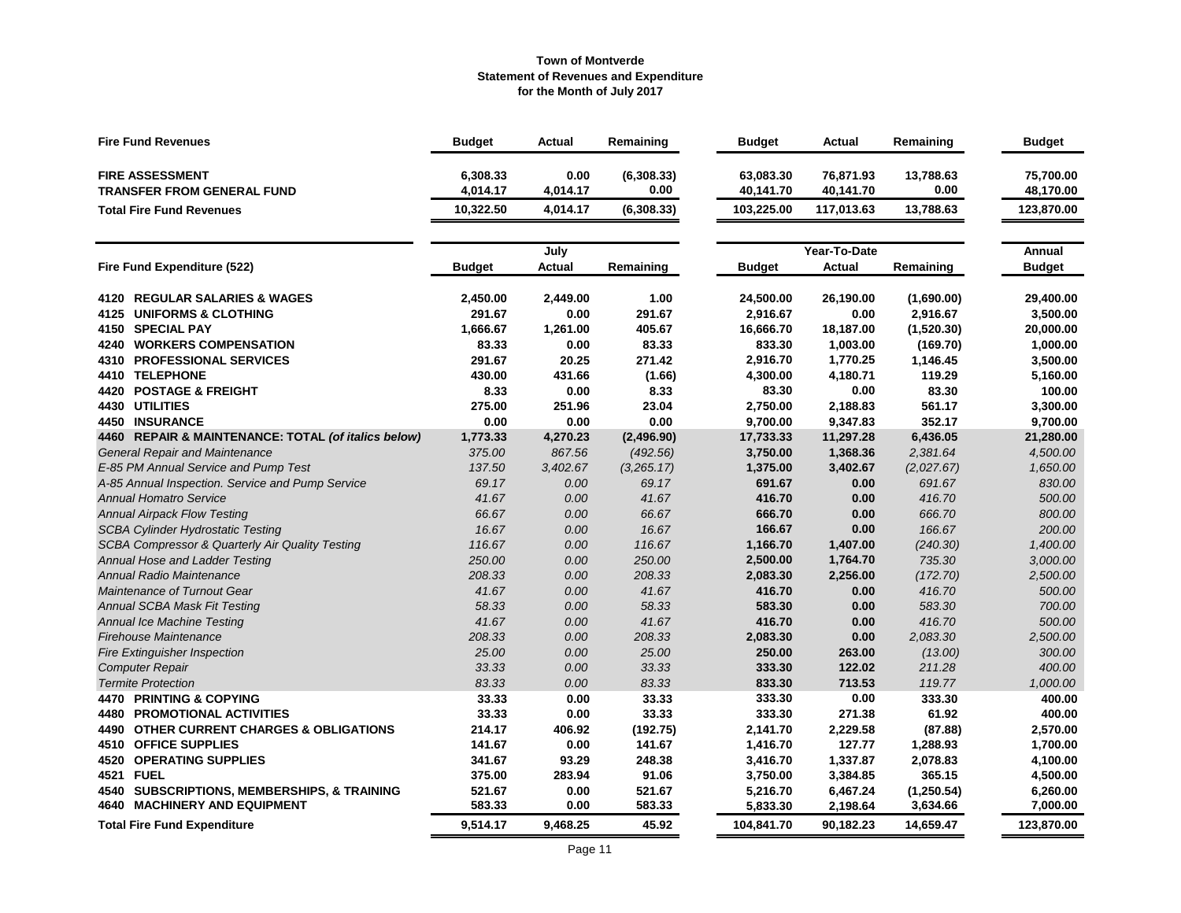**Town of Montverde**
**Statement of Revenues and Expenditure**
**for the Month of July 2017**

| Fire Fund Revenues | Budget | Actual | Remaining | Budget | Actual | Remaining | Budget |
|---|---|---|---|---|---|---|---|
| **FIRE ASSESSMENT** | 6,308.33 | 0.00 | (6,308.33) | 63,083.30 | 76,871.93 | 13,788.63 | 75,700.00 |
| **TRANSFER FROM GENERAL FUND** | 4,014.17 | 4,014.17 | 0.00 | 40,141.70 | 40,141.70 | 0.00 | 48,170.00 |
| **Total Fire Fund Revenues** | 10,322.50 | 4,014.17 | (6,308.33) | 103,225.00 | 117,013.63 | 13,788.63 | 123,870.00 |

| | July | | | Year-To-Date | | | Annual |
|---|---|---|---|---|---|---|---|
| **Fire Fund Expenditure (522)** | **Budget** | **Actual** | **Remaining** | **Budget** | **Actual** | **Remaining** | **Budget** |
| **4120 REGULAR SALARIES & WAGES** | 2,450.00 | 2,449.00 | 1.00 | 24,500.00 | 26,190.00 | (1,690.00) | 29,400.00 |
| **4125 UNIFORMS & CLOTHING** | 291.67 | 0.00 | 291.67 | 2,916.67 | 0.00 | 2,916.67 | 3,500.00 |
| **4150 SPECIAL PAY** | 1,666.67 | 1,261.00 | 405.67 | 16,666.70 | 18,187.00 | (1,520.30) | 20,000.00 |
| **4240 WORKERS COMPENSATION** | 83.33 | 0.00 | 83.33 | 833.30 | 1,003.00 | (169.70) | 1,000.00 |
| **4310 PROFESSIONAL SERVICES** | 291.67 | 20.25 | 271.42 | 2,916.70 | 1,770.25 | 1,146.45 | 3,500.00 |
| **4410 TELEPHONE** | 430.00 | 431.66 | (1.66) | 4,300.00 | 4,180.71 | 119.29 | 5,160.00 |
| **4420 POSTAGE & FREIGHT** | 8.33 | 0.00 | 8.33 | 83.30 | 0.00 | 83.30 | 100.00 |
| **4430 UTILITIES** | 275.00 | 251.96 | 23.04 | 2,750.00 | 2,188.83 | 561.17 | 3,300.00 |
| **4450 INSURANCE** | 0.00 | 0.00 | 0.00 | 9,700.00 | 9,347.83 | 352.17 | 9,700.00 |
| **4460 REPAIR & MAINTENANCE: TOTAL *(of italics below)*** | 1,773.33 | 4,270.23 | (2,496.90) | 17,733.33 | 11,297.28 | 6,436.05 | 21,280.00 |
| *General Repair and Maintenance* | *375.00* | *867.56* | *(492.56)* | 3,750.00 | 1,368.36 | *2,381.64* | *4,500.00* |
| *E-85 PM Annual Service and Pump Test* | *137.50* | *3,402.67* | *(3,265.17)* | 1,375.00 | 3,402.67 | *(2,027.67)* | *1,650.00* |
| *A-85 Annual Inspection. Service and Pump Service* | *69.17* | *0.00* | *69.17* | 691.67 | 0.00 | *691.67* | *830.00* |
| *Annual Homatro Service* | *41.67* | *0.00* | *41.67* | 416.70 | 0.00 | *416.70* | *500.00* |
| *Annual Airpack Flow Testing* | *66.67* | *0.00* | *66.67* | 666.70 | 0.00 | *666.70* | *800.00* |
| *SCBA Cylinder Hydrostatic Testing* | *16.67* | *0.00* | *16.67* | 166.67 | 0.00 | *166.67* | *200.00* |
| *SCBA Compressor & Quarterly Air Quality Testing* | *116.67* | *0.00* | *116.67* | 1,166.70 | 1,407.00 | *(240.30)* | *1,400.00* |
| *Annual Hose and Ladder Testing* | *250.00* | *0.00* | *250.00* | 2,500.00 | 1,764.70 | *735.30* | *3,000.00* |
| *Annual Radio Maintenance* | *208.33* | *0.00* | *208.33* | 2,083.30 | 2,256.00 | *(172.70)* | *2,500.00* |
| *Maintenance of Turnout Gear* | *41.67* | *0.00* | *41.67* | 416.70 | 0.00 | *416.70* | *500.00* |
| *Annual SCBA Mask Fit Testing* | *58.33* | *0.00* | *58.33* | 583.30 | 0.00 | *583.30* | *700.00* |
| *Annual Ice Machine Testing* | *41.67* | *0.00* | *41.67* | 416.70 | 0.00 | *416.70* | *500.00* |
| *Firehouse Maintenance* | *208.33* | *0.00* | *208.33* | 2,083.30 | 0.00 | *2,083.30* | *2,500.00* |
| *Fire Extinguisher Inspection* | *25.00* | *0.00* | *25.00* | 250.00 | 263.00 | *(13.00)* | *300.00* |
| *Computer Repair* | *33.33* | *0.00* | *33.33* | 333.30 | 122.02 | *211.28* | *400.00* |
| *Termite Protection* | *83.33* | *0.00* | *83.33* | 833.30 | 713.53 | *119.77* | *1,000.00* |
| **4470 PRINTING & COPYING** | 33.33 | 0.00 | 33.33 | 333.30 | 0.00 | 333.30 | 400.00 |
| **4480 PROMOTIONAL ACTIVITIES** | 33.33 | 0.00 | 33.33 | 333.30 | 271.38 | 61.92 | 400.00 |
| **4490 OTHER CURRENT CHARGES & OBLIGATIONS** | 214.17 | 406.92 | (192.75) | 2,141.70 | 2,229.58 | (87.88) | 2,570.00 |
| **4510 OFFICE SUPPLIES** | 141.67 | 0.00 | 141.67 | 1,416.70 | 127.77 | 1,288.93 | 1,700.00 |
| **4520 OPERATING SUPPLIES** | 341.67 | 93.29 | 248.38 | 3,416.70 | 1,337.87 | 2,078.83 | 4,100.00 |
| **4521 FUEL** | 375.00 | 283.94 | 91.06 | 3,750.00 | 3,384.85 | 365.15 | 4,500.00 |
| **4540 SUBSCRIPTIONS, MEMBERSHIPS, & TRAINING** | 521.67 | 0.00 | 521.67 | 5,216.70 | 6,467.24 | (1,250.54) | 6,260.00 |
| **4640 MACHINERY AND EQUIPMENT** | 583.33 | 0.00 | 583.33 | 5,833.30 | 2,198.64 | 3,634.66 | 7,000.00 |
| **Total Fire Fund Expenditure** | 9,514.17 | 9,468.25 | 45.92 | 104,841.70 | 90,182.23 | 14,659.47 | 123,870.00 |